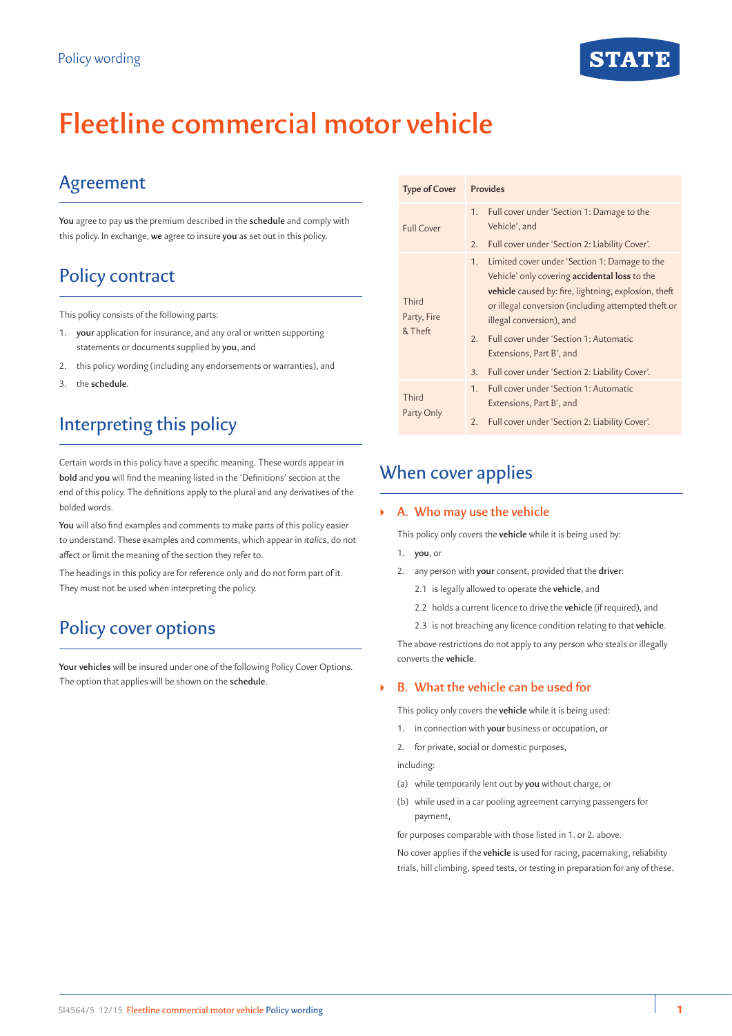Policy wording

# Fleetline commercial motor vehicle

## Agreement

**You** agree to pay **us** the premium described in the **schedule** and comply with this policy. In exchange, **we** agree to insure **you** as set out in this policy.

## Policy contract

This policy consists of the following parts:

1. **your** application for insurance, and any oral or written supporting statements or documents supplied by **you**, and
2. this policy wording (including any endorsements or warranties), and
3. the **schedule**.

## Interpreting this policy

Certain words in this policy have a specific meaning. These words appear in **bold** and **you** will find the meaning listed in the 'Definitions' section at the end of this policy. The definitions apply to the plural and any derivatives of the bolded words.

**You** will also find examples and comments to make parts of this policy easier to understand. These examples and comments, which appear in *italics*, do not affect or limit the meaning of the section they refer to.

The headings in this policy are for reference only and do not form part of it. They must not be used when interpreting the policy.

## Policy cover options

**Your vehicles** will be insured under one of the following Policy Cover Options. The option that applies will be shown on the **schedule**.

| Type of Cover | Provides |
|---|---|
| Full Cover | 1. Full cover under 'Section 1: Damage to the Vehicle', and<br>2. Full cover under 'Section 2: Liability Cover'. |
| Third Party, Fire & Theft | 1. Limited cover under 'Section 1: Damage to the Vehicle' only covering **accidental loss** to the **vehicle** caused by: fire, lightning, explosion, theft or illegal conversion (including attempted theft or illegal conversion), and<br>2. Full cover under 'Section 1: Automatic Extensions, Part B', and<br>3. Full cover under 'Section 2: Liability Cover'. |
| Third Party Only | 1. Full cover under 'Section 1: Automatic Extensions, Part B', and<br>2. Full cover under 'Section 2: Liability Cover'. |

## When cover applies

### A. Who may use the vehicle

This policy only covers the **vehicle** while it is being used by:

1. **you**, or
2. any person with **your** consent, provided that the **driver**:
   - 2.1 is legally allowed to operate the **vehicle**, and
   - 2.2 holds a current licence to drive the **vehicle** (if required), and
   - 2.3 is not breaching any licence condition relating to that **vehicle**.

The above restrictions do not apply to any person who steals or illegally converts the **vehicle**.

### B. What the vehicle can be used for

This policy only covers the **vehicle** while it is being used:

1. in connection with **your** business or occupation, or
2. for private, social or domestic purposes,

including:

(a) while temporarily lent out by **you** without charge, or

(b) while used in a car pooling agreement carrying passengers for payment,

for purposes comparable with those listed in 1. or 2. above.

No cover applies if the **vehicle** is used for racing, pacemaking, reliability trials, hill climbing, speed tests, or testing in preparation for any of these.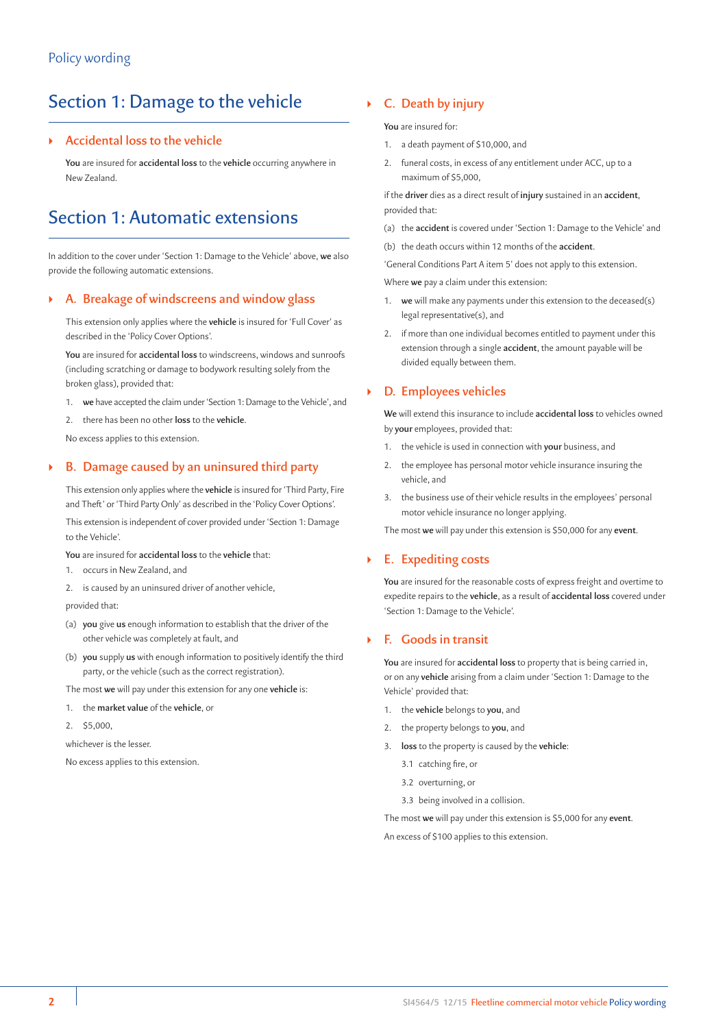Policy wording

# Section 1: Damage to the vehicle

### Accidental loss to the vehicle

**You** are insured for **accidental loss** to the **vehicle** occurring anywhere in New Zealand.

# Section 1: Automatic extensions

In addition to the cover under 'Section 1: Damage to the Vehicle' above, **we** also provide the following automatic extensions.

### A. Breakage of windscreens and window glass

This extension only applies where the **vehicle** is insured for 'Full Cover' as described in the 'Policy Cover Options'.

**You** are insured for **accidental loss** to windscreens, windows and sunroofs (including scratching or damage to bodywork resulting solely from the broken glass), provided that:

1. **we** have accepted the claim under 'Section 1: Damage to the Vehicle', and
2. there has been no other **loss** to the **vehicle**.

No excess applies to this extension.

### B. Damage caused by an uninsured third party

This extension only applies where the **vehicle** is insured for 'Third Party, Fire and Theft' or 'Third Party Only' as described in the 'Policy Cover Options'.

This extension is independent of cover provided under 'Section 1: Damage to the Vehicle'.

**You** are insured for **accidental loss** to the **vehicle** that:

1. occurs in New Zealand, and
2. is caused by an uninsured driver of another vehicle,

provided that:

(a) **you** give **us** enough information to establish that the driver of the other vehicle was completely at fault, and

(b) **you** supply **us** with enough information to positively identify the third party, or the vehicle (such as the correct registration).

The most **we** will pay under this extension for any one **vehicle** is:

1. the **market value** of the **vehicle**, or
2. $5,000,

whichever is the lesser.

No excess applies to this extension.

### C. Death by injury

**You** are insured for:

1. a death payment of $10,000, and
2. funeral costs, in excess of any entitlement under ACC, up to a maximum of $5,000,

if the **driver** dies as a direct result of **injury** sustained in an **accident**, provided that:

(a) the **accident** is covered under 'Section 1: Damage to the Vehicle' and

(b) the death occurs within 12 months of the **accident**.

'General Conditions Part A item 5' does not apply to this extension.

Where **we** pay a claim under this extension:

1. **we** will make any payments under this extension to the deceased(s) legal representative(s), and
2. if more than one individual becomes entitled to payment under this extension through a single **accident**, the amount payable will be divided equally between them.

### D. Employees vehicles

**We** will extend this insurance to include **accidental loss** to vehicles owned by **your** employees, provided that:

1. the vehicle is used in connection with **your** business, and
2. the employee has personal motor vehicle insurance insuring the vehicle, and
3. the business use of their vehicle results in the employees' personal motor vehicle insurance no longer applying.

The most **we** will pay under this extension is $50,000 for any **event**.

### E. Expediting costs

**You** are insured for the reasonable costs of express freight and overtime to expedite repairs to the **vehicle**, as a result of **accidental loss** covered under 'Section 1: Damage to the Vehicle'.

### F. Goods in transit

**You** are insured for **accidental loss** to property that is being carried in, or on any **vehicle** arising from a claim under 'Section 1: Damage to the Vehicle' provided that:

1. the **vehicle** belongs to **you**, and
2. the property belongs to **you**, and
3. **loss** to the property is caused by the **vehicle**:
   3.1 catching fire, or
   3.2 overturning, or
   3.3 being involved in a collision.

The most **we** will pay under this extension is $5,000 for any **event**.

An excess of $100 applies to this extension.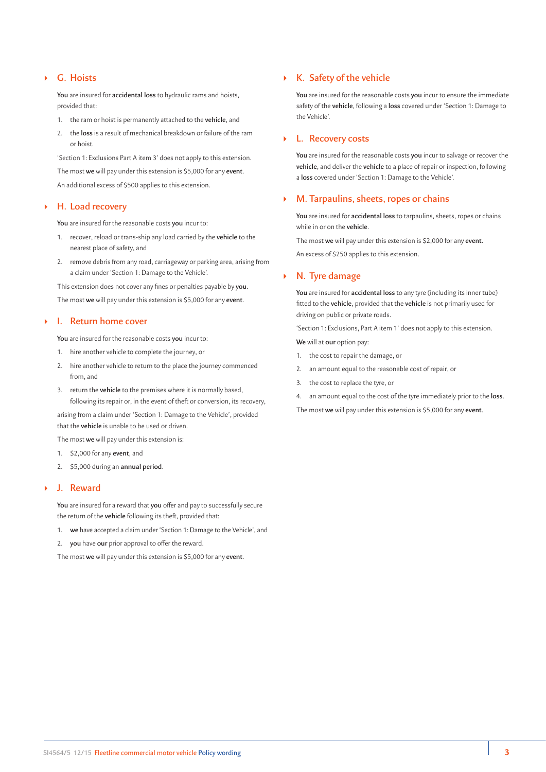## G. Hoists

**You** are insured for **accidental loss** to hydraulic rams and hoists, provided that:

1. the ram or hoist is permanently attached to the **vehicle**, and
2. the **loss** is a result of mechanical breakdown or failure of the ram or hoist.

'Section 1: Exclusions Part A item 3' does not apply to this extension.

The most **we** will pay under this extension is $5,000 for any **event**.

An additional excess of $500 applies to this extension.

## H. Load recovery

**You** are insured for the reasonable costs **you** incur to:

1. recover, reload or trans-ship any load carried by the **vehicle** to the nearest place of safety, and
2. remove debris from any road, carriageway or parking area, arising from a claim under 'Section 1: Damage to the Vehicle'.

This extension does not cover any fines or penalties payable by **you**.

The most **we** will pay under this extension is $5,000 for any **event**.

## I. Return home cover

**You** are insured for the reasonable costs **you** incur to:

1. hire another vehicle to complete the journey, or
2. hire another vehicle to return to the place the journey commenced from, and
3. return the **vehicle** to the premises where it is normally based, following its repair or, in the event of theft or conversion, its recovery,

arising from a claim under 'Section 1: Damage to the Vehicle', provided that the **vehicle** is unable to be used or driven.

The most **we** will pay under this extension is:

1. $2,000 for any **event**, and
2. $5,000 during an **annual period**.

## J. Reward

**You** are insured for a reward that **you** offer and pay to successfully secure the return of the **vehicle** following its theft, provided that:

1. **we** have accepted a claim under 'Section 1: Damage to the Vehicle', and
2. **you** have **our** prior approval to offer the reward.

The most **we** will pay under this extension is $5,000 for any **event**.

## K. Safety of the vehicle

**You** are insured for the reasonable costs **you** incur to ensure the immediate safety of the **vehicle**, following a **loss** covered under 'Section 1: Damage to the Vehicle'.

## L. Recovery costs

**You** are insured for the reasonable costs **you** incur to salvage or recover the **vehicle**, and deliver the **vehicle** to a place of repair or inspection, following a **loss** covered under 'Section 1: Damage to the Vehicle'.

## M. Tarpaulins, sheets, ropes or chains

**You** are insured for **accidental loss** to tarpaulins, sheets, ropes or chains while in or on the **vehicle**.

The most **we** will pay under this extension is $2,000 for any **event**.

An excess of $250 applies to this extension.

## N. Tyre damage

**You** are insured for **accidental loss** to any tyre (including its inner tube) fitted to the **vehicle**, provided that the **vehicle** is not primarily used for driving on public or private roads.

'Section 1: Exclusions, Part A item 1' does not apply to this extension.

**We** will at **our** option pay:

1. the cost to repair the damage, or
2. an amount equal to the reasonable cost of repair, or
3. the cost to replace the tyre, or
4. an amount equal to the cost of the tyre immediately prior to the **loss**.

The most **we** will pay under this extension is $5,000 for any **event**.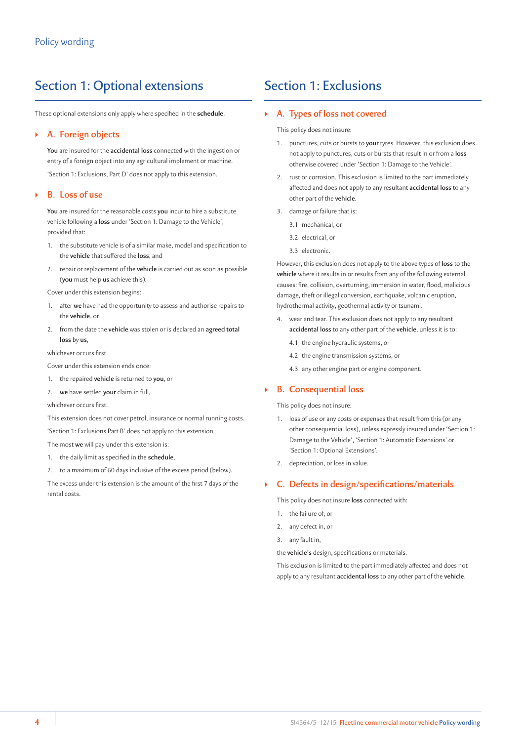## Section 1: Optional extensions

These optional extensions only apply where specified in the **schedule**.

### A. Foreign objects

**You** are insured for the **accidental loss** connected with the ingestion or entry of a foreign object into any agricultural implement or machine.

'Section 1: Exclusions, Part D' does not apply to this extension.

### B. Loss of use

**You** are insured for the reasonable costs **you** incur to hire a substitute vehicle following a **loss** under 'Section 1: Damage to the Vehicle', provided that:

1. the substitute vehicle is of a similar make, model and specification to the **vehicle** that suffered the **loss**, and
2. repair or replacement of the **vehicle** is carried out as soon as possible (**you** must help **us** achieve this).

Cover under this extension begins:

1. after **we** have had the opportunity to assess and authorise repairs to the **vehicle**, or
2. from the date the **vehicle** was stolen or is declared an **agreed total loss** by **us**,

whichever occurs first.

Cover under this extension ends once:

1. the repaired **vehicle** is returned to **you**, or
2. **we** have settled **your** claim in full,

whichever occurs first.

This extension does not cover petrol, insurance or normal running costs.

'Section 1: Exclusions Part B' does not apply to this extension.

The most **we** will pay under this extension is:

1. the daily limit as specified in the **schedule**,
2. to a maximum of 60 days inclusive of the excess period (below).

The excess under this extension is the amount of the first 7 days of the rental costs.

## Section 1: Exclusions

### A. Types of loss not covered

This policy does not insure:

1. punctures, cuts or bursts to **your** tyres. However, this exclusion does not apply to punctures, cuts or bursts that result in or from a **loss** otherwise covered under 'Section 1: Damage to the Vehicle'.
2. rust or corrosion. This exclusion is limited to the part immediately affected and does not apply to any resultant **accidental loss** to any other part of the **vehicle**.
3. damage or failure that is:
   - 3.1 mechanical, or
   - 3.2 electrical, or
   - 3.3 electronic.

   However, this exclusion does not apply to the above types of **loss** to the **vehicle** where it results in or results from any of the following external causes: fire, collision, overturning, immersion in water, flood, malicious damage, theft or illegal conversion, earthquake, volcanic eruption, hydrothermal activity, geothermal activity or tsunami.
4. wear and tear. This exclusion does not apply to any resultant **accidental loss** to any other part of the **vehicle**, unless it is to:
   - 4.1 the engine hydraulic systems, or
   - 4.2 the engine transmission systems, or
   - 4.3 any other engine part or engine component.

### B. Consequential loss

This policy does not insure:

1. loss of use or any costs or expenses that result from this (or any other consequential loss), unless expressly insured under 'Section 1: Damage to the Vehicle', 'Section 1: Automatic Extensions' or 'Section 1: Optional Extensions'.
2. depreciation, or loss in value.

### C. Defects in design/specifications/materials

This policy does not insure **loss** connected with:

1. the failure of, or
2. any defect in, or
3. any fault in,

the **vehicle's** design, specifications or materials.

This exclusion is limited to the part immediately affected and does not apply to any resultant **accidental loss** to any other part of the **vehicle**.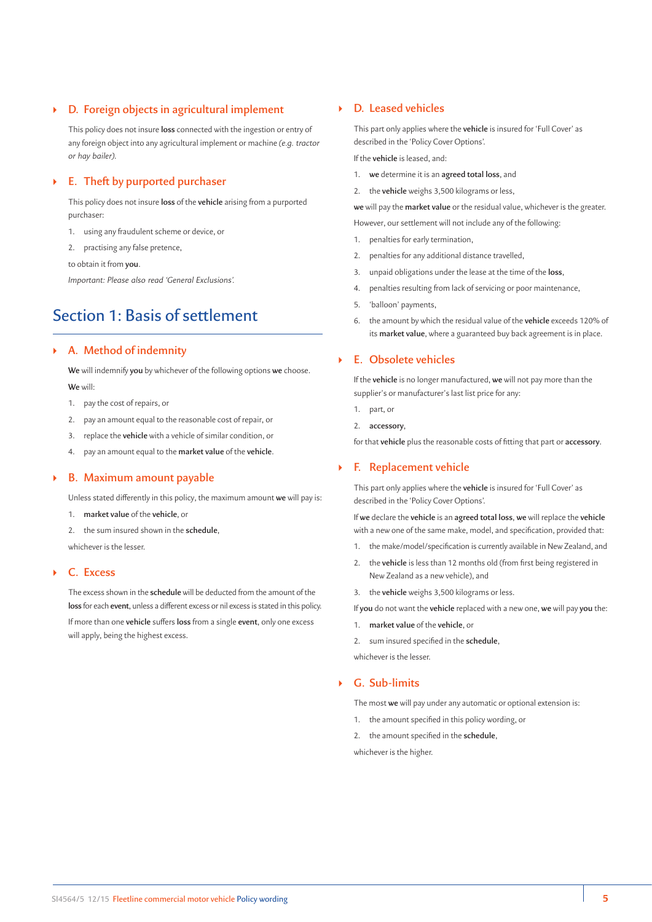### D. Foreign objects in agricultural implement

This policy does not insure **loss** connected with the ingestion or entry of any foreign object into any agricultural implement or machine *(e.g. tractor or hay bailer).*

### E. Theft by purported purchaser

This policy does not insure **loss** of the **vehicle** arising from a purported purchaser:

1. using any fraudulent scheme or device, or
2. practising any false pretence,

to obtain it from **you**.

*Important: Please also read 'General Exclusions'.*

## Section 1: Basis of settlement

### A. Method of indemnity

**We** will indemnify **you** by whichever of the following options **we** choose.

**We** will:

1. pay the cost of repairs, or
2. pay an amount equal to the reasonable cost of repair, or
3. replace the **vehicle** with a vehicle of similar condition, or
4. pay an amount equal to the **market value** of the **vehicle**.

### B. Maximum amount payable

Unless stated differently in this policy, the maximum amount **we** will pay is:

1. **market value** of the **vehicle**, or
2. the sum insured shown in the **schedule**,

whichever is the lesser.

### C. Excess

The excess shown in the **schedule** will be deducted from the amount of the **loss** for each **event**, unless a different excess or nil excess is stated in this policy.

If more than one **vehicle** suffers **loss** from a single **event**, only one excess will apply, being the highest excess.

### D. Leased vehicles

This part only applies where the **vehicle** is insured for 'Full Cover' as described in the 'Policy Cover Options'.

If the **vehicle** is leased, and:

1. **we** determine it is an **agreed total loss**, and
2. the **vehicle** weighs 3,500 kilograms or less,

**we** will pay the **market value** or the residual value, whichever is the greater.

However, our settlement will not include any of the following:

1. penalties for early termination,
2. penalties for any additional distance travelled,
3. unpaid obligations under the lease at the time of the **loss**,
4. penalties resulting from lack of servicing or poor maintenance,
5. 'balloon' payments,
6. the amount by which the residual value of the **vehicle** exceeds 120% of its **market value**, where a guaranteed buy back agreement is in place.

### E. Obsolete vehicles

If the **vehicle** is no longer manufactured, **we** will not pay more than the supplier's or manufacturer's last list price for any:

1. part, or
2. **accessory**,

for that **vehicle** plus the reasonable costs of fitting that part or **accessory**.

### F. Replacement vehicle

This part only applies where the **vehicle** is insured for 'Full Cover' as described in the 'Policy Cover Options'.

If **we** declare the **vehicle** is an **agreed total loss**, **we** will replace the **vehicle** with a new one of the same make, model, and specification, provided that:

1. the make/model/specification is currently available in New Zealand, and
2. the **vehicle** is less than 12 months old (from first being registered in New Zealand as a new vehicle), and
3. the **vehicle** weighs 3,500 kilograms or less.

If **you** do not want the **vehicle** replaced with a new one, **we** will pay **you** the:

1. **market value** of the **vehicle**, or
2. sum insured specified in the **schedule**,

whichever is the lesser.

### G. Sub-limits

The most **we** will pay under any automatic or optional extension is:

1. the amount specified in this policy wording, or
2. the amount specified in the **schedule**,

whichever is the higher.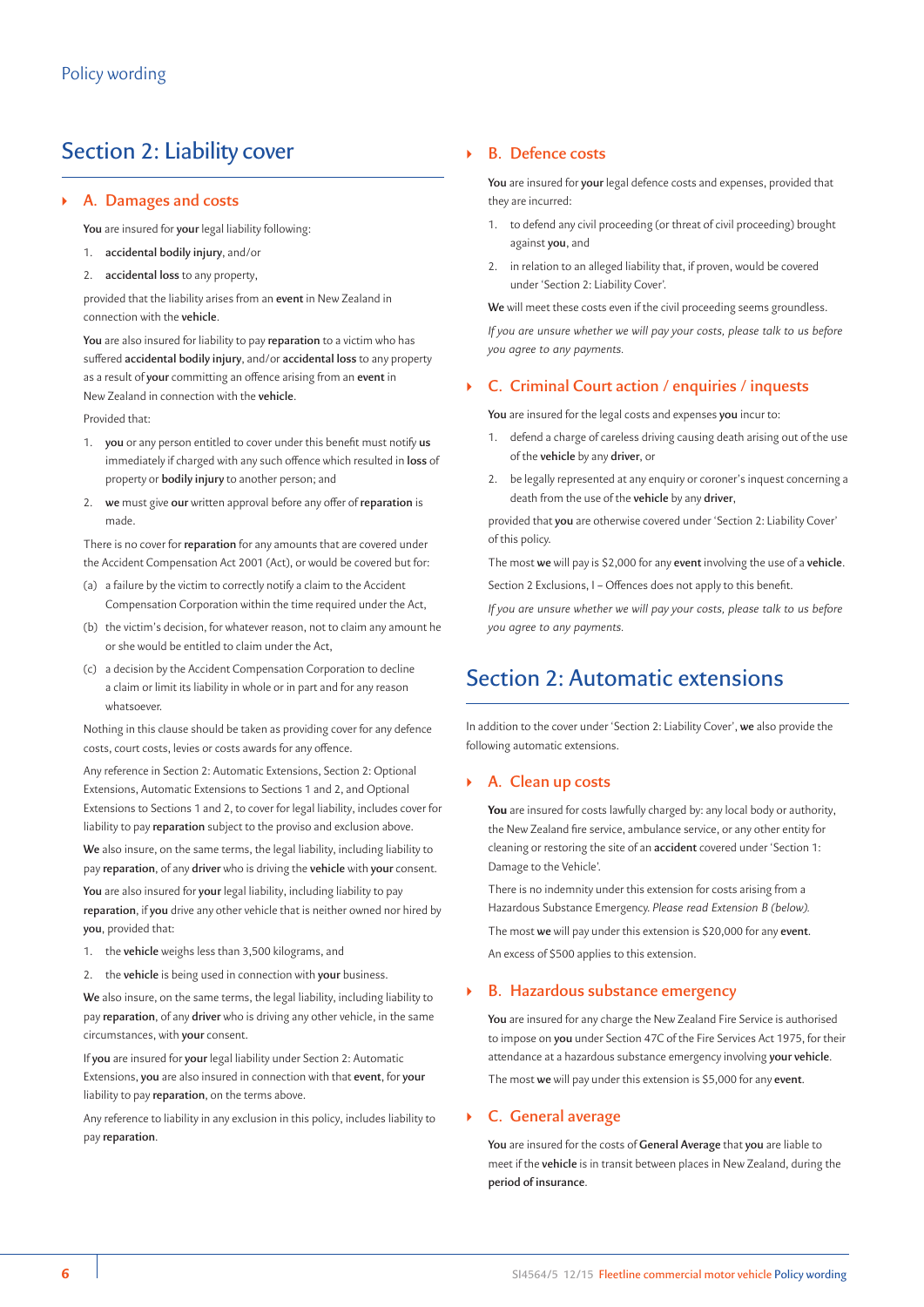# Section 2: Liability cover

## A. Damages and costs

**You** are insured for **your** legal liability following:

1. **accidental bodily injury**, and/or
2. **accidental loss** to any property,

provided that the liability arises from an **event** in New Zealand in connection with the **vehicle**.

**You** are also insured for liability to pay **reparation** to a victim who has suffered **accidental bodily injury**, and/or **accidental loss** to any property as a result of **your** committing an offence arising from an **event** in New Zealand in connection with the **vehicle**.

Provided that:

1. **you** or any person entitled to cover under this benefit must notify **us** immediately if charged with any such offence which resulted in **loss** of property or **bodily injury** to another person; and
2. **we** must give **our** written approval before any offer of **reparation** is made.

There is no cover for **reparation** for any amounts that are covered under the Accident Compensation Act 2001 (Act), or would be covered but for:

(a) a failure by the victim to correctly notify a claim to the Accident Compensation Corporation within the time required under the Act,

(b) the victim's decision, for whatever reason, not to claim any amount he or she would be entitled to claim under the Act,

(c) a decision by the Accident Compensation Corporation to decline a claim or limit its liability in whole or in part and for any reason whatsoever.

Nothing in this clause should be taken as providing cover for any defence costs, court costs, levies or costs awards for any offence.

Any reference in Section 2: Automatic Extensions, Section 2: Optional Extensions, Automatic Extensions to Sections 1 and 2, and Optional Extensions to Sections 1 and 2, to cover for legal liability, includes cover for liability to pay **reparation** subject to the proviso and exclusion above.

**We** also insure, on the same terms, the legal liability, including liability to pay **reparation**, of any **driver** who is driving the **vehicle** with **your** consent.

**You** are also insured for **your** legal liability, including liability to pay **reparation**, if **you** drive any other vehicle that is neither owned nor hired by **you**, provided that:

1. the **vehicle** weighs less than 3,500 kilograms, and
2. the **vehicle** is being used in connection with **your** business.

**We** also insure, on the same terms, the legal liability, including liability to pay **reparation**, of any **driver** who is driving any other vehicle, in the same circumstances, with **your** consent.

If **you** are insured for **your** legal liability under Section 2: Automatic Extensions, **you** are also insured in connection with that **event**, for **your** liability to pay **reparation**, on the terms above.

Any reference to liability in any exclusion in this policy, includes liability to pay **reparation**.

## B. Defence costs

**You** are insured for **your** legal defence costs and expenses, provided that they are incurred:

1. to defend any civil proceeding (or threat of civil proceeding) brought against **you**, and
2. in relation to an alleged liability that, if proven, would be covered under 'Section 2: Liability Cover'.

**We** will meet these costs even if the civil proceeding seems groundless.

*If you are unsure whether we will pay your costs, please talk to us before you agree to any payments.*

## C. Criminal Court action / enquiries / inquests

**You** are insured for the legal costs and expenses **you** incur to:

1. defend a charge of careless driving causing death arising out of the use of the **vehicle** by any **driver**, or
2. be legally represented at any enquiry or coroner's inquest concerning a death from the use of the **vehicle** by any **driver**,

provided that **you** are otherwise covered under 'Section 2: Liability Cover' of this policy.

The most **we** will pay is $2,000 for any **event** involving the use of a **vehicle**.

Section 2 Exclusions, I – Offences does not apply to this benefit.

*If you are unsure whether we will pay your costs, please talk to us before you agree to any payments.*

# Section 2: Automatic extensions

In addition to the cover under 'Section 2: Liability Cover', **we** also provide the following automatic extensions.

## A. Clean up costs

**You** are insured for costs lawfully charged by: any local body or authority, the New Zealand fire service, ambulance service, or any other entity for cleaning or restoring the site of an **accident** covered under 'Section 1: Damage to the Vehicle'.

There is no indemnity under this extension for costs arising from a Hazardous Substance Emergency. *Please read Extension B (below).*

The most **we** will pay under this extension is $20,000 for any **event**.

An excess of $500 applies to this extension.

## B. Hazardous substance emergency

**You** are insured for any charge the New Zealand Fire Service is authorised to impose on **you** under Section 47C of the Fire Services Act 1975, for their attendance at a hazardous substance emergency involving **your vehicle**.

The most **we** will pay under this extension is $5,000 for any **event**.

## C. General average

**You** are insured for the costs of **General Average** that **you** are liable to meet if the **vehicle** is in transit between places in New Zealand, during the **period of insurance**.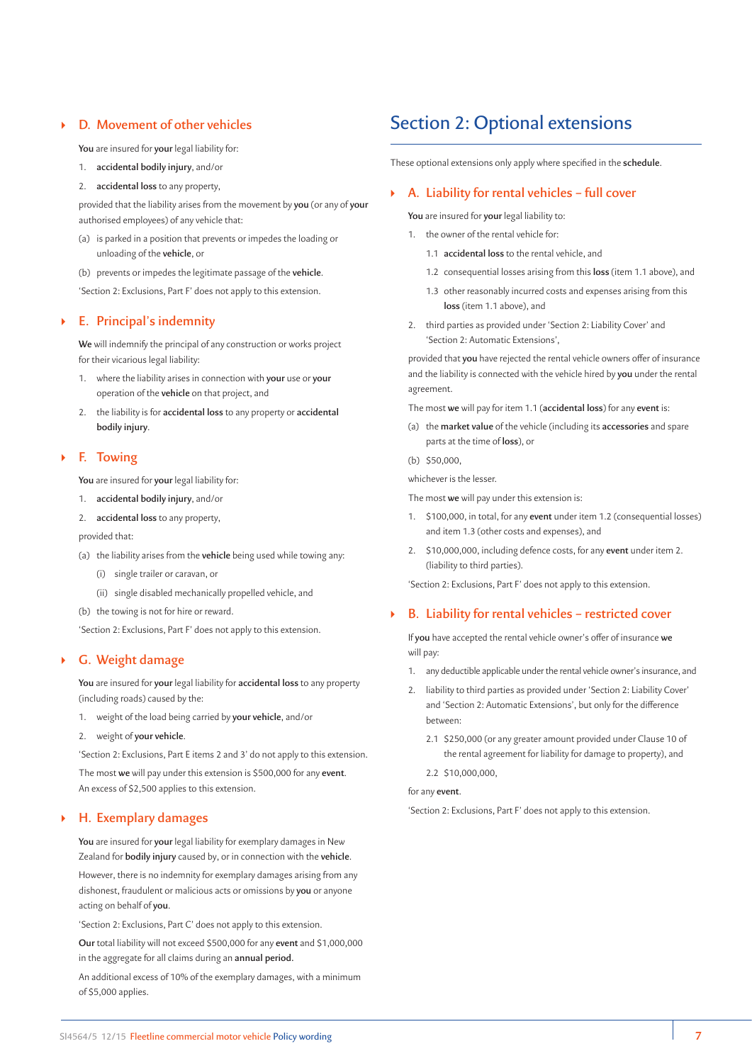### D. Movement of other vehicles

**You** are insured for **your** legal liability for:

1. **accidental bodily injury**, and/or
2. **accidental loss** to any property,

provided that the liability arises from the movement by **you** (or any of **your** authorised employees) of any vehicle that:

(a) is parked in a position that prevents or impedes the loading or unloading of the **vehicle**, or

(b) prevents or impedes the legitimate passage of the **vehicle**.

'Section 2: Exclusions, Part F' does not apply to this extension.

### E. Principal's indemnity

**We** will indemnify the principal of any construction or works project for their vicarious legal liability:

1. where the liability arises in connection with **your** use or **your** operation of the **vehicle** on that project, and
2. the liability is for **accidental loss** to any property or **accidental bodily injury**.

### F. Towing

**You** are insured for **your** legal liability for:

1. **accidental bodily injury**, and/or
2. **accidental loss** to any property,

provided that:

(a) the liability arises from the **vehicle** being used while towing any:

  (i) single trailer or caravan, or

  (ii) single disabled mechanically propelled vehicle, and

(b) the towing is not for hire or reward.

'Section 2: Exclusions, Part F' does not apply to this extension.

### G. Weight damage

**You** are insured for **your** legal liability for **accidental loss** to any property (including roads) caused by the:

1. weight of the load being carried by **your vehicle**, and/or
2. weight of **your vehicle**.

'Section 2: Exclusions, Part E items 2 and 3' do not apply to this extension.

The most **we** will pay under this extension is $500,000 for any **event**. An excess of $2,500 applies to this extension.

### H. Exemplary damages

**You** are insured for **your** legal liability for exemplary damages in New Zealand for **bodily injury** caused by, or in connection with the **vehicle**.

However, there is no indemnity for exemplary damages arising from any dishonest, fraudulent or malicious acts or omissions by **you** or anyone acting on behalf of **you**.

'Section 2: Exclusions, Part C' does not apply to this extension.

**Our** total liability will not exceed $500,000 for any **event** and $1,000,000 in the aggregate for all claims during an **annual period**.

An additional excess of 10% of the exemplary damages, with a minimum of $5,000 applies.

## Section 2: Optional extensions

These optional extensions only apply where specified in the **schedule**.

### A. Liability for rental vehicles – full cover

**You** are insured for **your** legal liability to:

1. the owner of the rental vehicle for:
   - 1.1 **accidental loss** to the rental vehicle, and
   - 1.2 consequential losses arising from this **loss** (item 1.1 above), and
   - 1.3 other reasonably incurred costs and expenses arising from this **loss** (item 1.1 above), and
2. third parties as provided under 'Section 2: Liability Cover' and 'Section 2: Automatic Extensions',

provided that **you** have rejected the rental vehicle owners offer of insurance and the liability is connected with the vehicle hired by **you** under the rental agreement.

The most **we** will pay for item 1.1 (**accidental loss**) for any **event** is:

(a) the **market value** of the vehicle (including its **accessories** and spare parts at the time of **loss**), or

(b) $50,000,

whichever is the lesser.

The most **we** will pay under this extension is:

1. $100,000, in total, for any **event** under item 1.2 (consequential losses) and item 1.3 (other costs and expenses), and
2. $10,000,000, including defence costs, for any **event** under item 2. (liability to third parties).

'Section 2: Exclusions, Part F' does not apply to this extension.

### B. Liability for rental vehicles – restricted cover

If **you** have accepted the rental vehicle owner's offer of insurance **we** will pay:

1. any deductible applicable under the rental vehicle owner's insurance, and
2. liability to third parties as provided under 'Section 2: Liability Cover' and 'Section 2: Automatic Extensions', but only for the difference between:
   - 2.1 $250,000 (or any greater amount provided under Clause 10 of the rental agreement for liability for damage to property), and
   - 2.2 $10,000,000,

for any **event**.

'Section 2: Exclusions, Part F' does not apply to this extension.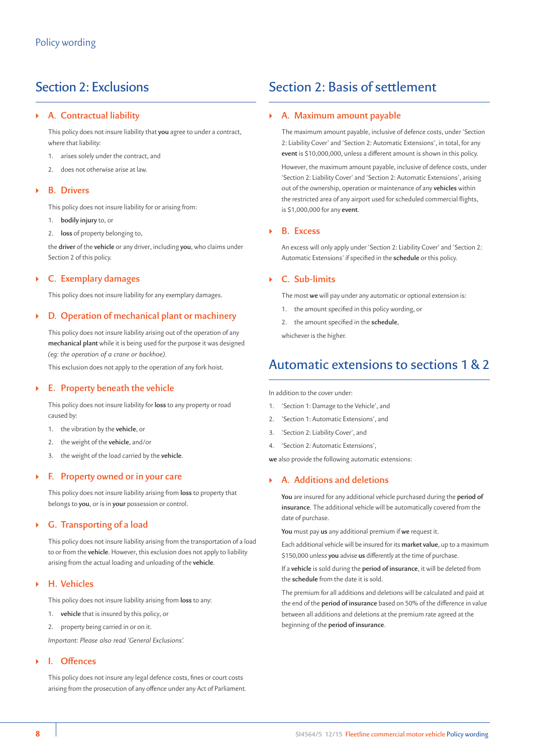## Section 2: Exclusions

### A. Contractual liability

This policy does not insure liability that **you** agree to under a contract, where that liability:

1. arises solely under the contract, and
2. does not otherwise arise at law.

### B. Drivers

This policy does not insure liability for or arising from:

1. **bodily injury** to, or
2. **loss** of property belonging to,

the **driver** of the **vehicle** or any driver, including **you**, who claims under Section 2 of this policy.

### C. Exemplary damages

This policy does not insure liability for any exemplary damages.

### D. Operation of mechanical plant or machinery

This policy does not insure liability arising out of the operation of any **mechanical plant** while it is being used for the purpose it was designed *(eg: the operation of a crane or backhoe).*

This exclusion does not apply to the operation of any fork hoist.

### E. Property beneath the vehicle

This policy does not insure liability for **loss** to any property or road caused by:

1. the vibration by the **vehicle**, or
2. the weight of the **vehicle**, and/or
3. the weight of the load carried by the **vehicle**.

### F. Property owned or in your care

This policy does not insure liability arising from **loss** to property that belongs to **you**, or is in **your** possession or control.

### G. Transporting of a load

This policy does not insure liability arising from the transportation of a load to or from the **vehicle**. However, this exclusion does not apply to liability arising from the actual loading and unloading of the **vehicle**.

### H. Vehicles

This policy does not insure liability arising from **loss** to any:

1. **vehicle** that is insured by this policy, or
2. property being carried in or on it.

*Important: Please also read 'General Exclusions'.*

### I. Offences

This policy does not insure any legal defence costs, fines or court costs arising from the prosecution of any offence under any Act of Parliament.

## Section 2: Basis of settlement

### A. Maximum amount payable

The maximum amount payable, inclusive of defence costs, under 'Section 2: Liability Cover' and 'Section 2: Automatic Extensions', in total, for any **event** is $10,000,000, unless a different amount is shown in this policy.

However, the maximum amount payable, inclusive of defence costs, under 'Section 2: Liability Cover' and 'Section 2: Automatic Extensions', arising out of the ownership, operation or maintenance of any **vehicles** within the restricted area of any airport used for scheduled commercial flights, is $1,000,000 for any **event**.

### B. Excess

An excess will only apply under 'Section 2: Liability Cover' and 'Section 2: Automatic Extensions' if specified in the **schedule** or this policy.

### C. Sub-limits

The most **we** will pay under any automatic or optional extension is:

1. the amount specified in this policy wording, or
2. the amount specified in the **schedule**,

whichever is the higher.

## Automatic extensions to sections 1 & 2

In addition to the cover under:

1. 'Section 1: Damage to the Vehicle', and
2. 'Section 1: Automatic Extensions', and
3. 'Section 2: Liability Cover', and
4. 'Section 2: Automatic Extensions',

**we** also provide the following automatic extensions:

### A. Additions and deletions

**You** are insured for any additional vehicle purchased during the **period of insurance**. The additional vehicle will be automatically covered from the date of purchase.

**You** must pay **us** any additional premium if **we** request it.

Each additional vehicle will be insured for its **market value**, up to a maximum $150,000 unless **you** advise **us** differently at the time of purchase.

If a **vehicle** is sold during the **period of insurance**, it will be deleted from the **schedule** from the date it is sold.

The premium for all additions and deletions will be calculated and paid at the end of the **period of insurance** based on 50% of the difference in value between all additions and deletions at the premium rate agreed at the beginning of the **period of insurance**.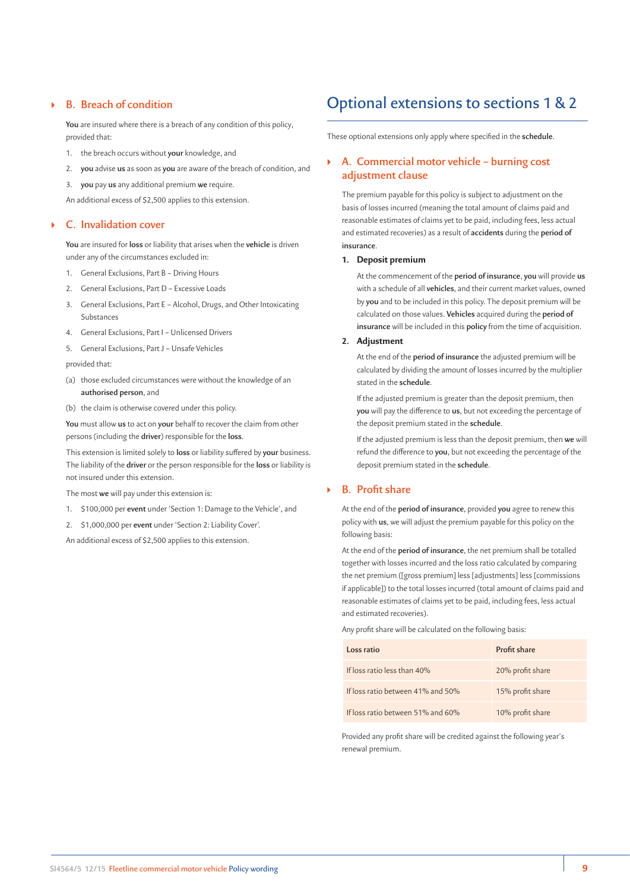### B. Breach of condition

**You** are insured where there is a breach of any condition of this policy, provided that:

1. the breach occurs without **your** knowledge, and
2. **you** advise **us** as soon as **you** are aware of the breach of condition, and
3. **you** pay **us** any additional premium **we** require.

An additional excess of $2,500 applies to this extension.

### C. Invalidation cover

**You** are insured for **loss** or liability that arises when the **vehicle** is driven under any of the circumstances excluded in:

1. General Exclusions, Part B – Driving Hours
2. General Exclusions, Part D – Excessive Loads
3. General Exclusions, Part E – Alcohol, Drugs, and Other Intoxicating Substances
4. General Exclusions, Part I – Unlicensed Drivers
5. General Exclusions, Part J – Unsafe Vehicles

provided that:

(a) those excluded circumstances were without the knowledge of an **authorised person**, and

(b) the claim is otherwise covered under this policy.

**You** must allow **us** to act on **your** behalf to recover the claim from other persons (including the **driver**) responsible for the **loss**.

This extension is limited solely to **loss** or liability suffered by **your** business. The liability of the **driver** or the person responsible for the **loss** or liability is not insured under this extension.

The most **we** will pay under this extension is:

1. $100,000 per **event** under 'Section 1: Damage to the Vehicle', and
2. $1,000,000 per **event** under 'Section 2: Liability Cover'.

An additional excess of $2,500 applies to this extension.

## Optional extensions to sections 1 & 2

These optional extensions only apply where specified in the **schedule**.

### A. Commercial motor vehicle – burning cost adjustment clause

The premium payable for this policy is subject to adjustment on the basis of losses incurred (meaning the total amount of claims paid and reasonable estimates of claims yet to be paid, including fees, less actual and estimated recoveries) as a result of **accidents** during the **period of insurance**.

**1. Deposit premium**

At the commencement of the **period of insurance**, **you** will provide **us** with a schedule of all **vehicles**, and their current market values, owned by **you** and to be included in this policy. The deposit premium will be calculated on those values. **Vehicles** acquired during the **period of insurance** will be included in this **policy** from the time of acquisition.

**2. Adjustment**

At the end of the **period of insurance** the adjusted premium will be calculated by dividing the amount of losses incurred by the multiplier stated in the **schedule**.

If the adjusted premium is greater than the deposit premium, then **you** will pay the difference to **us**, but not exceeding the percentage of the deposit premium stated in the **schedule**.

If the adjusted premium is less than the deposit premium, then **we** will refund the difference to **you**, but not exceeding the percentage of the deposit premium stated in the **schedule**.

### B. Profit share

At the end of the **period of insurance**, provided **you** agree to renew this policy with **us**, we will adjust the premium payable for this policy on the following basis:

At the end of the **period of insurance**, the net premium shall be totalled together with losses incurred and the loss ratio calculated by comparing the net premium ([gross premium] less [adjustments] less [commissions if applicable]) to the total losses incurred (total amount of claims paid and reasonable estimates of claims yet to be paid, including fees, less actual and estimated recoveries).

Any profit share will be calculated on the following basis:

| Loss ratio | Profit share |
|---|---|
| If loss ratio less than 40% | 20% profit share |
| If loss ratio between 41% and 50% | 15% profit share |
| If loss ratio between 51% and 60% | 10% profit share |

Provided any profit share will be credited against the following year's renewal premium.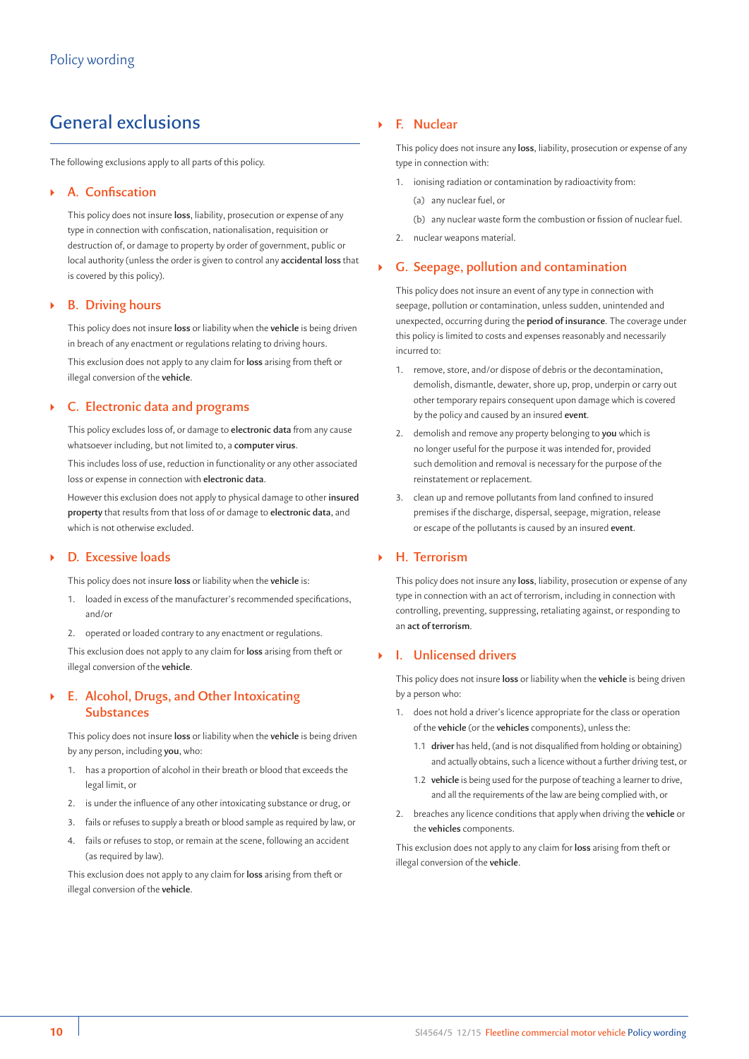Policy wording

## General exclusions

The following exclusions apply to all parts of this policy.

### A. Confiscation

This policy does not insure **loss**, liability, prosecution or expense of any type in connection with confiscation, nationalisation, requisition or destruction of, or damage to property by order of government, public or local authority (unless the order is given to control any **accidental loss** that is covered by this policy).

### B. Driving hours

This policy does not insure **loss** or liability when the **vehicle** is being driven in breach of any enactment or regulations relating to driving hours.

This exclusion does not apply to any claim for **loss** arising from theft or illegal conversion of the **vehicle**.

### C. Electronic data and programs

This policy excludes loss of, or damage to **electronic data** from any cause whatsoever including, but not limited to, a **computer virus**.

This includes loss of use, reduction in functionality or any other associated loss or expense in connection with **electronic data**.

However this exclusion does not apply to physical damage to other **insured property** that results from that loss of or damage to **electronic data**, and which is not otherwise excluded.

### D. Excessive loads

This policy does not insure **loss** or liability when the **vehicle** is:

1. loaded in excess of the manufacturer's recommended specifications, and/or
2. operated or loaded contrary to any enactment or regulations.

This exclusion does not apply to any claim for **loss** arising from theft or illegal conversion of the **vehicle**.

### E. Alcohol, Drugs, and Other Intoxicating Substances

This policy does not insure **loss** or liability when the **vehicle** is being driven by any person, including **you**, who:

1. has a proportion of alcohol in their breath or blood that exceeds the legal limit, or
2. is under the influence of any other intoxicating substance or drug, or
3. fails or refuses to supply a breath or blood sample as required by law, or
4. fails or refuses to stop, or remain at the scene, following an accident (as required by law).

This exclusion does not apply to any claim for **loss** arising from theft or illegal conversion of the **vehicle**.

### F. Nuclear

This policy does not insure any **loss**, liability, prosecution or expense of any type in connection with:

1. ionising radiation or contamination by radioactivity from:
   (a) any nuclear fuel, or
   (b) any nuclear waste form the combustion or fission of nuclear fuel.
2. nuclear weapons material.

### G. Seepage, pollution and contamination

This policy does not insure an event of any type in connection with seepage, pollution or contamination, unless sudden, unintended and unexpected, occurring during the **period of insurance**. The coverage under this policy is limited to costs and expenses reasonably and necessarily incurred to:

1. remove, store, and/or dispose of debris or the decontamination, demolish, dismantle, dewater, shore up, prop, underpin or carry out other temporary repairs consequent upon damage which is covered by the policy and caused by an insured **event**.
2. demolish and remove any property belonging to **you** which is no longer useful for the purpose it was intended for, provided such demolition and removal is necessary for the purpose of the reinstatement or replacement.
3. clean up and remove pollutants from land confined to insured premises if the discharge, dispersal, seepage, migration, release or escape of the pollutants is caused by an insured **event**.

### H. Terrorism

This policy does not insure any **loss**, liability, prosecution or expense of any type in connection with an act of terrorism, including in connection with controlling, preventing, suppressing, retaliating against, or responding to an **act of terrorism**.

### I. Unlicensed drivers

This policy does not insure **loss** or liability when the **vehicle** is being driven by a person who:

1. does not hold a driver's licence appropriate for the class or operation of the **vehicle** (or the **vehicles** components), unless the:
   1.1 **driver** has held, (and is not disqualified from holding or obtaining) and actually obtains, such a licence without a further driving test, or
   1.2 **vehicle** is being used for the purpose of teaching a learner to drive, and all the requirements of the law are being complied with, or
2. breaches any licence conditions that apply when driving the **vehicle** or the **vehicles** components.

This exclusion does not apply to any claim for **loss** arising from theft or illegal conversion of the **vehicle**.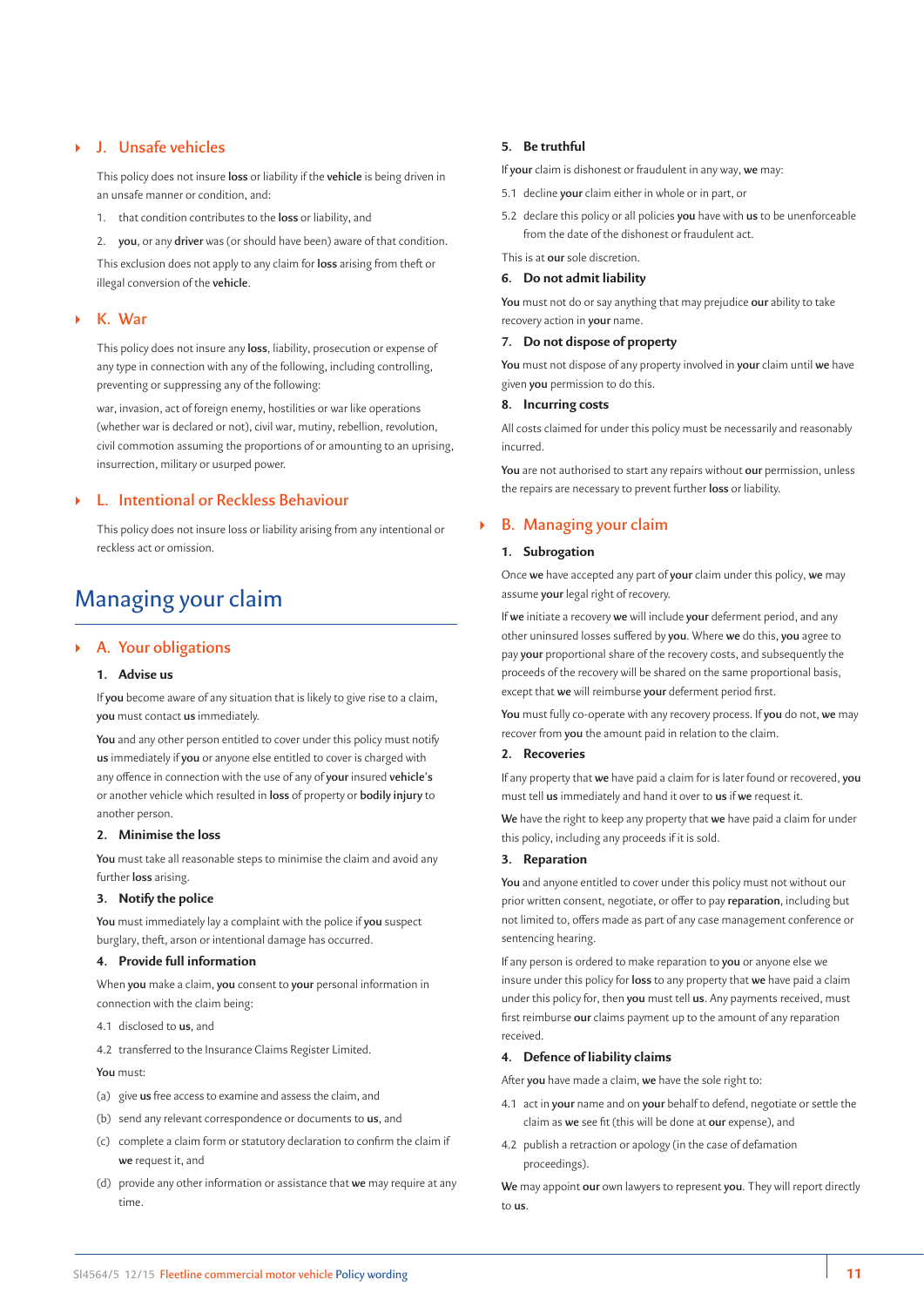### J. Unsafe vehicles

This policy does not insure **loss** or liability if the **vehicle** is being driven in an unsafe manner or condition, and:

1. that condition contributes to the **loss** or liability, and
2. **you**, or any **driver** was (or should have been) aware of that condition.

This exclusion does not apply to any claim for **loss** arising from theft or illegal conversion of the **vehicle**.

### K. War

This policy does not insure any **loss**, liability, prosecution or expense of any type in connection with any of the following, including controlling, preventing or suppressing any of the following:

war, invasion, act of foreign enemy, hostilities or war like operations (whether war is declared or not), civil war, mutiny, rebellion, revolution, civil commotion assuming the proportions of or amounting to an uprising, insurrection, military or usurped power.

### L. Intentional or Reckless Behaviour

This policy does not insure loss or liability arising from any intentional or reckless act or omission.

# Managing your claim

### A. Your obligations

#### 1. Advise us

If **you** become aware of any situation that is likely to give rise to a claim, **you** must contact **us** immediately.

**You** and any other person entitled to cover under this policy must notify **us** immediately if **you** or anyone else entitled to cover is charged with any offence in connection with the use of any of **your** insured **vehicle's** or another vehicle which resulted in **loss** of property or **bodily injury** to another person.

#### 2. Minimise the loss

**You** must take all reasonable steps to minimise the claim and avoid any further **loss** arising.

#### 3. Notify the police

**You** must immediately lay a complaint with the police if **you** suspect burglary, theft, arson or intentional damage has occurred.

#### 4. Provide full information

When **you** make a claim, **you** consent to **your** personal information in connection with the claim being:

4.1 disclosed to **us**, and

4.2 transferred to the Insurance Claims Register Limited.

**You** must:

(a) give **us** free access to examine and assess the claim, and

(b) send any relevant correspondence or documents to **us**, and

(c) complete a claim form or statutory declaration to confirm the claim if **we** request it, and

(d) provide any other information or assistance that **we** may require at any time.

#### 5. Be truthful

If **your** claim is dishonest or fraudulent in any way, **we** may:

5.1 decline **your** claim either in whole or in part, or

5.2 declare this policy or all policies **you** have with **us** to be unenforceable from the date of the dishonest or fraudulent act.

This is at **our** sole discretion.

#### 6. Do not admit liability

**You** must not do or say anything that may prejudice **our** ability to take recovery action in **your** name.

#### 7. Do not dispose of property

**You** must not dispose of any property involved in **your** claim until **we** have given **you** permission to do this.

#### 8. Incurring costs

All costs claimed for under this policy must be necessarily and reasonably incurred.

**You** are not authorised to start any repairs without **our** permission, unless the repairs are necessary to prevent further **loss** or liability.

### B. Managing your claim

#### 1. Subrogation

Once **we** have accepted any part of **your** claim under this policy, **we** may assume **your** legal right of recovery.

If **we** initiate a recovery **we** will include **your** deferment period, and any other uninsured losses suffered by **you**. Where **we** do this, **you** agree to pay **your** proportional share of the recovery costs, and subsequently the proceeds of the recovery will be shared on the same proportional basis, except that **we** will reimburse **your** deferment period first.

**You** must fully co-operate with any recovery process. If **you** do not, **we** may recover from **you** the amount paid in relation to the claim.

#### 2. Recoveries

If any property that **we** have paid a claim for is later found or recovered, **you** must tell **us** immediately and hand it over to **us** if **we** request it.

**We** have the right to keep any property that **we** have paid a claim for under this policy, including any proceeds if it is sold.

#### 3. Reparation

**You** and anyone entitled to cover under this policy must not without our prior written consent, negotiate, or offer to pay **reparation**, including but not limited to, offers made as part of any case management conference or sentencing hearing.

If any person is ordered to make reparation to **you** or anyone else we insure under this policy for **loss** to any property that **we** have paid a claim under this policy for, then **you** must tell **us**. Any payments received, must first reimburse **our** claims payment up to the amount of any reparation received.

#### 4. Defence of liability claims

After **you** have made a claim, **we** have the sole right to:

4.1 act in **your** name and on **your** behalf to defend, negotiate or settle the claim as **we** see fit (this will be done at **our** expense), and

4.2 publish a retraction or apology (in the case of defamation proceedings).

**We** may appoint **our** own lawyers to represent **you**. They will report directly to **us**.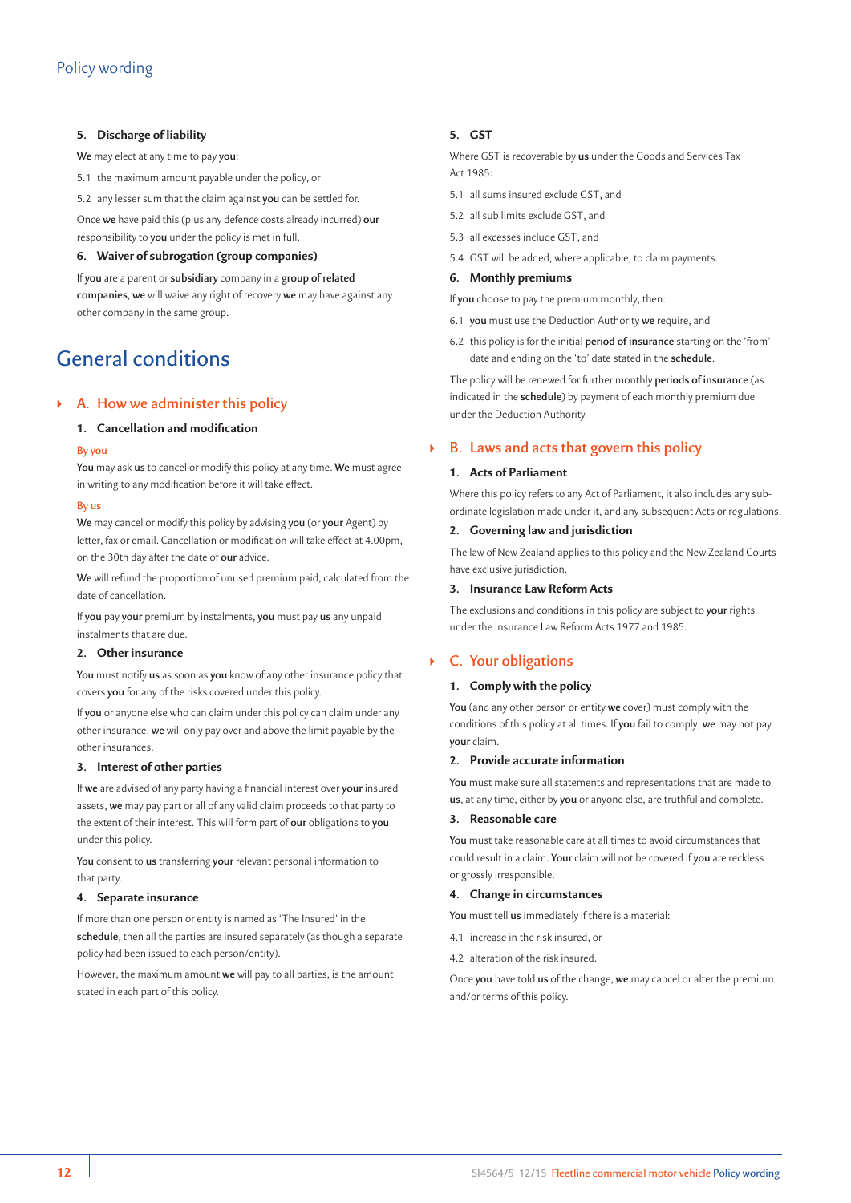5. **Discharge of liability**

**We** may elect at any time to pay **you**:

5.1 the maximum amount payable under the policy, or

5.2 any lesser sum that the claim against **you** can be settled for.

Once **we** have paid this (plus any defence costs already incurred) **our** responsibility to **you** under the policy is met in full.

6. **Waiver of subrogation (group companies)**

If **you** are a parent or **subsidiary** company in a **group of related companies**, **we** will waive any right of recovery **we** may have against any other company in the same group.

# General conditions

## A. How we administer this policy

### 1. Cancellation and modification

**By you**

**You** may ask **us** to cancel or modify this policy at any time. **We** must agree in writing to any modification before it will take effect.

**By us**

**We** may cancel or modify this policy by advising **you** (or **your** Agent) by letter, fax or email. Cancellation or modification will take effect at 4.00pm, on the 30th day after the date of **our** advice.

**We** will refund the proportion of unused premium paid, calculated from the date of cancellation.

If **you** pay **your** premium by instalments, **you** must pay **us** any unpaid instalments that are due.

### 2. Other insurance

**You** must notify **us** as soon as **you** know of any other insurance policy that covers **you** for any of the risks covered under this policy.

If **you** or anyone else who can claim under this policy can claim under any other insurance, **we** will only pay over and above the limit payable by the other insurances.

### 3. Interest of other parties

If **we** are advised of any party having a financial interest over **your** insured assets, **we** may pay part or all of any valid claim proceeds to that party to the extent of their interest. This will form part of **our** obligations to **you** under this policy.

**You** consent to **us** transferring **your** relevant personal information to that party.

### 4. Separate insurance

If more than one person or entity is named as 'The Insured' in the **schedule**, then all the parties are insured separately (as though a separate policy had been issued to each person/entity).

However, the maximum amount **we** will pay to all parties, is the amount stated in each part of this policy.

### 5. GST

Where GST is recoverable by **us** under the Goods and Services Tax Act 1985:

5.1 all sums insured exclude GST, and

5.2 all sub limits exclude GST, and

5.3 all excesses include GST, and

5.4 GST will be added, where applicable, to claim payments.

### 6. Monthly premiums

If **you** choose to pay the premium monthly, then:

6.1 **you** must use the Deduction Authority **we** require, and

6.2 this policy is for the initial **period of insurance** starting on the 'from' date and ending on the 'to' date stated in the **schedule**.

The policy will be renewed for further monthly **periods of insurance** (as indicated in the **schedule**) by payment of each monthly premium due under the Deduction Authority.

## B. Laws and acts that govern this policy

### 1. Acts of Parliament

Where this policy refers to any Act of Parliament, it also includes any sub-ordinate legislation made under it, and any subsequent Acts or regulations.

### 2. Governing law and jurisdiction

The law of New Zealand applies to this policy and the New Zealand Courts have exclusive jurisdiction.

### 3. Insurance Law Reform Acts

The exclusions and conditions in this policy are subject to **your** rights under the Insurance Law Reform Acts 1977 and 1985.

## C. Your obligations

### 1. Comply with the policy

**You** (and any other person or entity **we** cover) must comply with the conditions of this policy at all times. If **you** fail to comply, **we** may not pay **your** claim.

### 2. Provide accurate information

**You** must make sure all statements and representations that are made to **us**, at any time, either by **you** or anyone else, are truthful and complete.

### 3. Reasonable care

**You** must take reasonable care at all times to avoid circumstances that could result in a claim. **Your** claim will not be covered if **you** are reckless or grossly irresponsible.

### 4. Change in circumstances

**You** must tell **us** immediately if there is a material:

4.1 increase in the risk insured, or

4.2 alteration of the risk insured.

Once **you** have told **us** of the change, **we** may cancel or alter the premium and/or terms of this policy.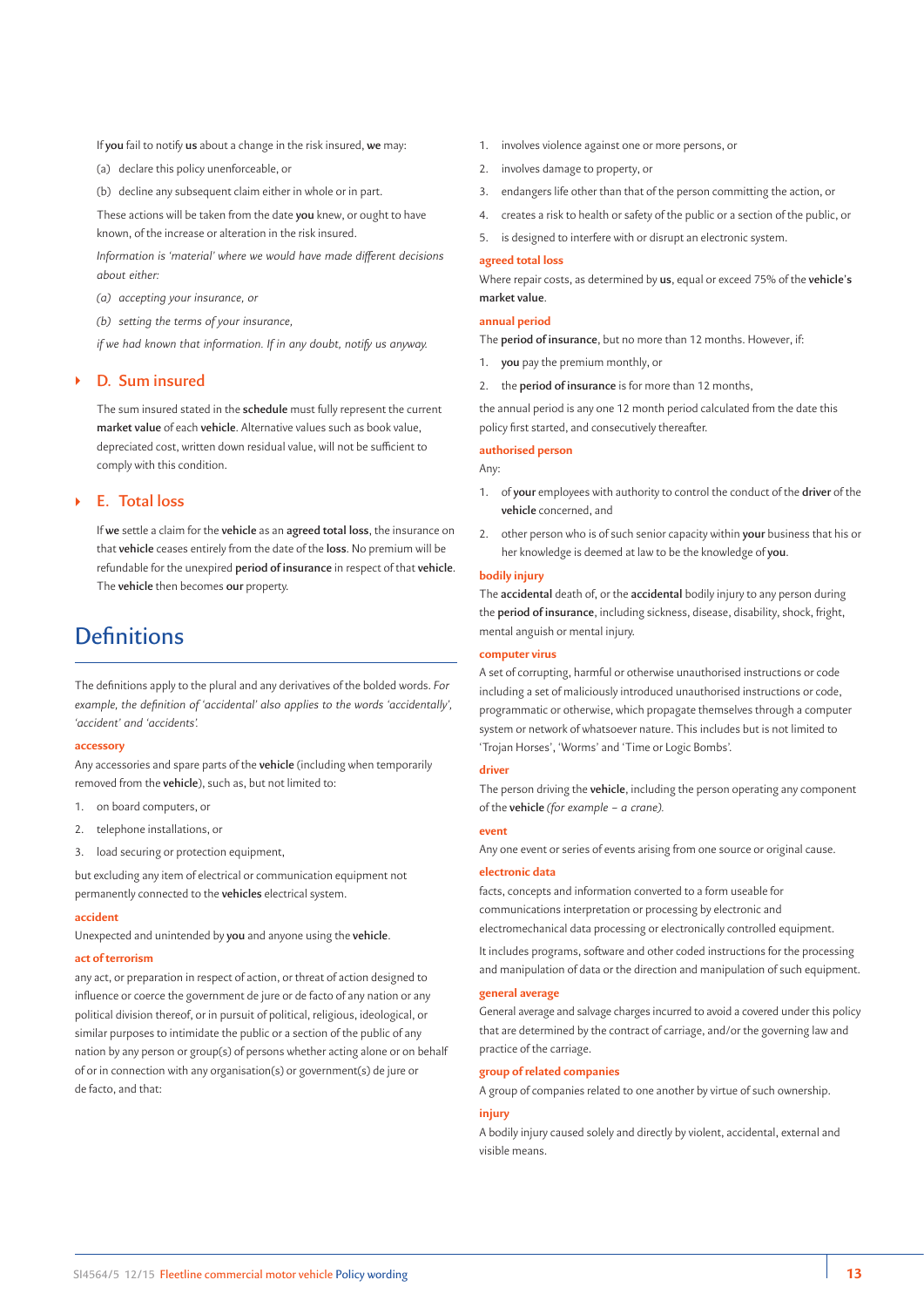If **you** fail to notify **us** about a change in the risk insured, **we** may:

(a) declare this policy unenforceable, or

(b) decline any subsequent claim either in whole or in part.

These actions will be taken from the date **you** knew, or ought to have known, of the increase or alteration in the risk insured.

*Information is 'material' where we would have made different decisions about either:*

*(a) accepting your insurance, or*

*(b) setting the terms of your insurance,*

*if we had known that information. If in any doubt, notify us anyway.*

### D. Sum insured

The sum insured stated in the **schedule** must fully represent the current **market value** of each **vehicle**. Alternative values such as book value, depreciated cost, written down residual value, will not be sufficient to comply with this condition.

### E. Total loss

If **we** settle a claim for the **vehicle** as an **agreed total loss**, the insurance on that **vehicle** ceases entirely from the date of the **loss**. No premium will be refundable for the unexpired **period of insurance** in respect of that **vehicle**. The **vehicle** then becomes **our** property.

# Definitions

The definitions apply to the plural and any derivatives of the bolded words. *For example, the definition of 'accidental' also applies to the words 'accidentally', 'accident' and 'accidents'.*

**accessory**

Any accessories and spare parts of the **vehicle** (including when temporarily removed from the **vehicle**), such as, but not limited to:

1. on board computers, or
2. telephone installations, or
3. load securing or protection equipment,

but excluding any item of electrical or communication equipment not permanently connected to the **vehicles** electrical system.

**accident**

Unexpected and unintended by **you** and anyone using the **vehicle**.

**act of terrorism**

any act, or preparation in respect of action, or threat of action designed to influence or coerce the government de jure or de facto of any nation or any political division thereof, or in pursuit of political, religious, ideological, or similar purposes to intimidate the public or a section of the public of any nation by any person or group(s) of persons whether acting alone or on behalf of or in connection with any organisation(s) or government(s) de jure or de facto, and that:

1. involves violence against one or more persons, or
2. involves damage to property, or
3. endangers life other than that of the person committing the action, or
4. creates a risk to health or safety of the public or a section of the public, or
5. is designed to interfere with or disrupt an electronic system.

**agreed total loss**

Where repair costs, as determined by **us**, equal or exceed 75% of the **vehicle's market value**.

**annual period**

The **period of insurance**, but no more than 12 months. However, if:

1. **you** pay the premium monthly, or
2. the **period of insurance** is for more than 12 months,

the annual period is any one 12 month period calculated from the date this policy first started, and consecutively thereafter.

**authorised person**

Any:

1. of **your** employees with authority to control the conduct of the **driver** of the **vehicle** concerned, and
2. other person who is of such senior capacity within **your** business that his or her knowledge is deemed at law to be the knowledge of **you**.

**bodily injury**

The **accidental** death of, or the **accidental** bodily injury to any person during the **period of insurance**, including sickness, disease, disability, shock, fright, mental anguish or mental injury.

**computer virus**

A set of corrupting, harmful or otherwise unauthorised instructions or code including a set of maliciously introduced unauthorised instructions or code, programmatic or otherwise, which propagate themselves through a computer system or network of whatsoever nature. This includes but is not limited to 'Trojan Horses', 'Worms' and 'Time or Logic Bombs'.

**driver**

The person driving the **vehicle**, including the person operating any component of the **vehicle** *(for example – a crane).*

**event**

Any one event or series of events arising from one source or original cause.

**electronic data**

facts, concepts and information converted to a form useable for communications interpretation or processing by electronic and electromechanical data processing or electronically controlled equipment.

It includes programs, software and other coded instructions for the processing and manipulation of data or the direction and manipulation of such equipment.

**general average**

General average and salvage charges incurred to avoid a covered under this policy that are determined by the contract of carriage, and/or the governing law and practice of the carriage.

**group of related companies**

A group of companies related to one another by virtue of such ownership.

**injury**

A bodily injury caused solely and directly by violent, accidental, external and visible means.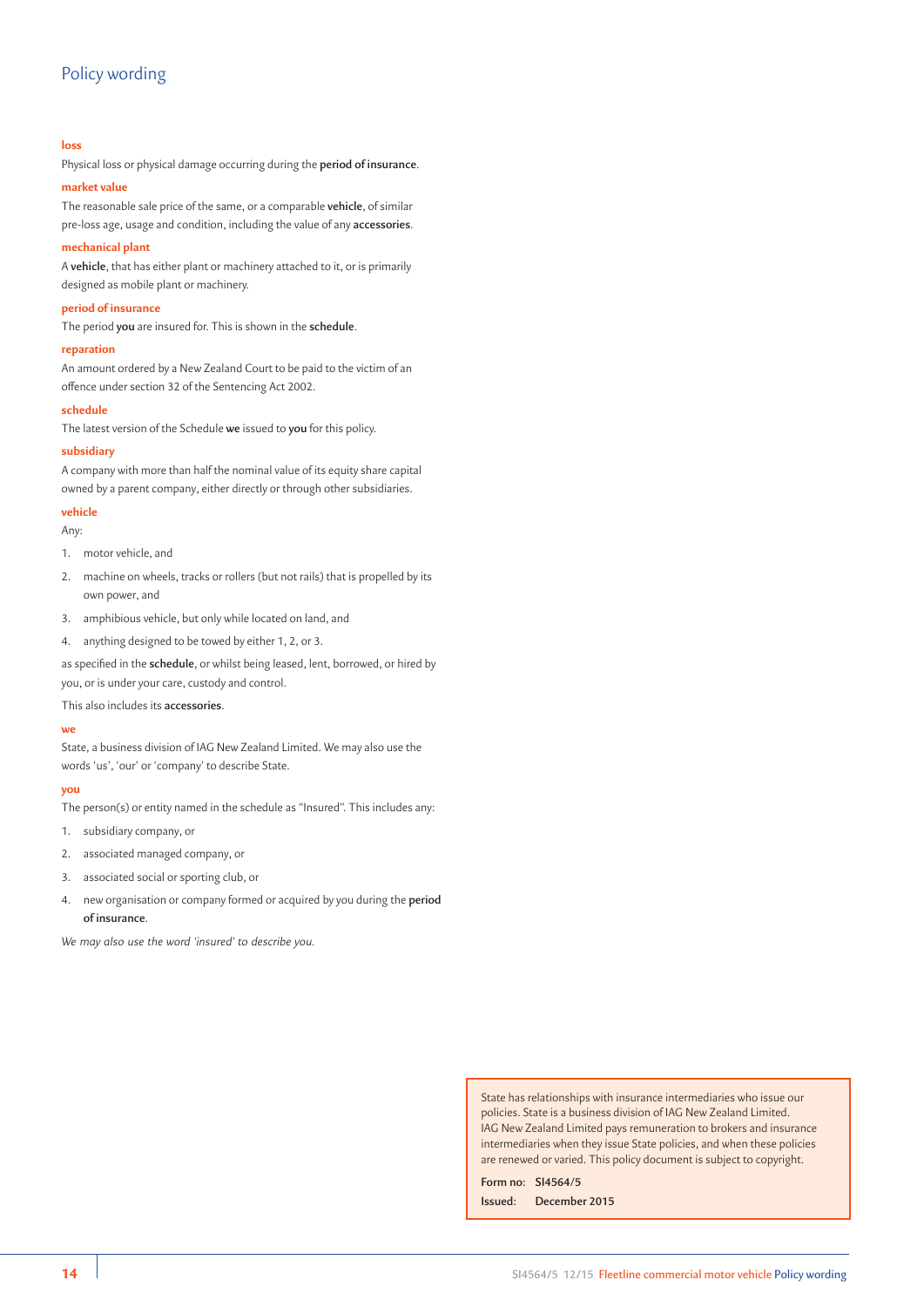## Policy wording

**loss**

Physical loss or physical damage occurring during the **period of insurance**.

**market value**

The reasonable sale price of the same, or a comparable **vehicle**, of similar pre-loss age, usage and condition, including the value of any **accessories**.

**mechanical plant**

A **vehicle**, that has either plant or machinery attached to it, or is primarily designed as mobile plant or machinery.

**period of insurance**

The period **you** are insured for. This is shown in the **schedule**.

**reparation**

An amount ordered by a New Zealand Court to be paid to the victim of an offence under section 32 of the Sentencing Act 2002.

**schedule**

The latest version of the Schedule **we** issued to **you** for this policy.

**subsidiary**

A company with more than half the nominal value of its equity share capital owned by a parent company, either directly or through other subsidiaries.

**vehicle**

Any:

1. motor vehicle, and
2. machine on wheels, tracks or rollers (but not rails) that is propelled by its own power, and
3. amphibious vehicle, but only while located on land, and
4. anything designed to be towed by either 1, 2, or 3.

as specified in the **schedule**, or whilst being leased, lent, borrowed, or hired by you, or is under your care, custody and control.

This also includes its **accessories**.

**we**

State, a business division of IAG New Zealand Limited. We may also use the words 'us', 'our' or 'company' to describe State.

**you**

The person(s) or entity named in the schedule as "Insured". This includes any:

1. subsidiary company, or
2. associated managed company, or
3. associated social or sporting club, or
4. new organisation or company formed or acquired by you during the **period of insurance**.

*We may also use the word 'insured' to describe you.*

State has relationships with insurance intermediaries who issue our policies. State is a business division of IAG New Zealand Limited. IAG New Zealand Limited pays remuneration to brokers and insurance intermediaries when they issue State policies, and when these policies are renewed or varied. This policy document is subject to copyright.

**Form no:** SI4564/5

**Issued:** December 2015